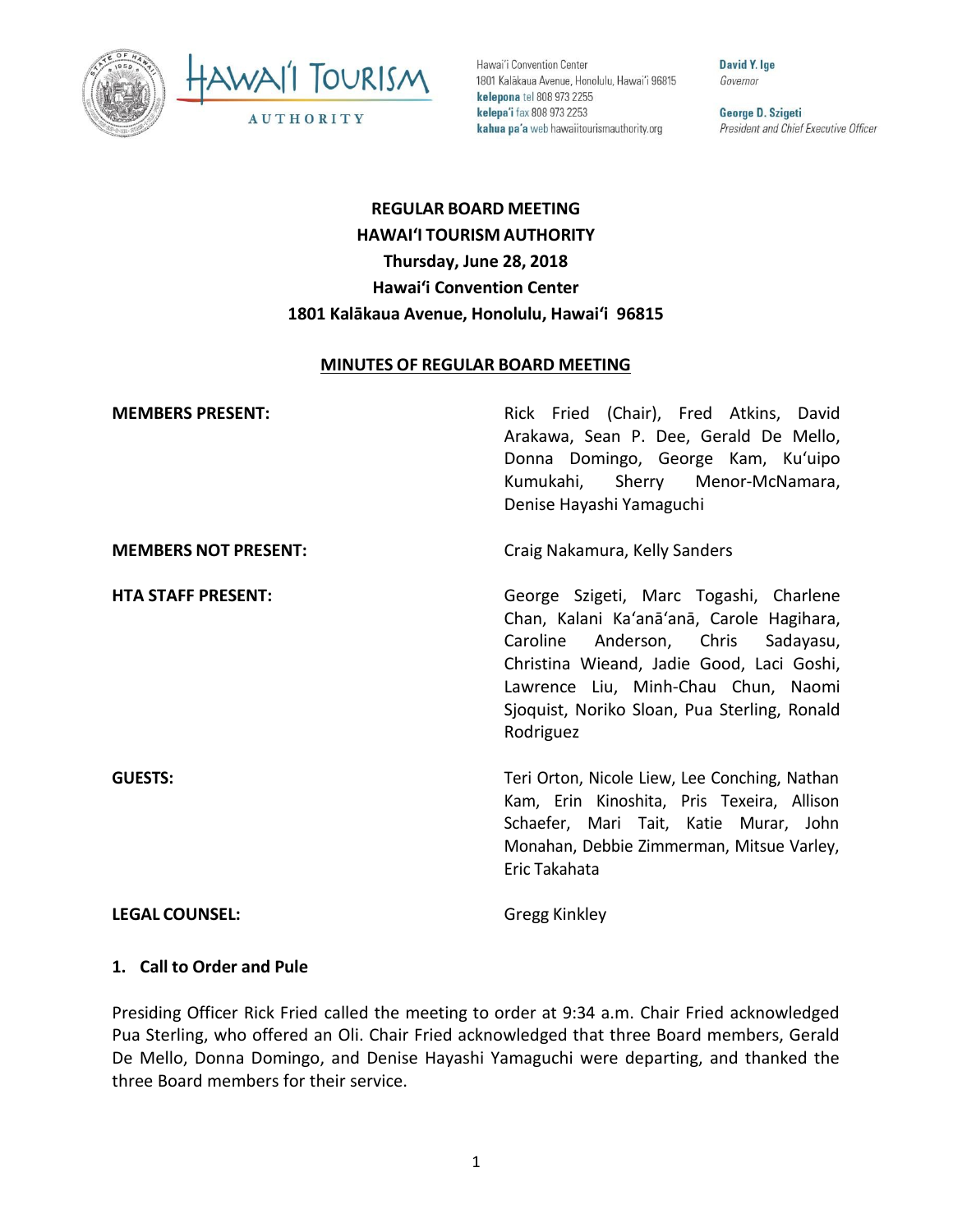Hawaiʻi Convention Center
1801 Kalākaua Avenue, Honolulu, Hawaiʻi 96815
**kelepona** tel 808 973 2255
**kelepaʻi** fax 808 973 2253
**kahua paʻa** web hawaiitourismauthority.org

**David Y. Ige**
*Governor*

**George D. Szigeti**
*President and Chief Executive Officer*

**REGULAR BOARD MEETING**
**HAWAIʻI TOURISM AUTHORITY**
**Thursday, June 28, 2018**
**Hawaiʻi Convention Center**
**1801 Kalākaua Avenue, Honolulu, Hawaiʻi 96815**

**MINUTES OF REGULAR BOARD MEETING**

**MEMBERS PRESENT:** Rick Fried (Chair), Fred Atkins, David Arakawa, Sean P. Dee, Gerald De Mello, Donna Domingo, George Kam, Kuʻuipo Kumukahi, Sherry Menor-McNamara, Denise Hayashi Yamaguchi

**MEMBERS NOT PRESENT:** Craig Nakamura, Kelly Sanders

**HTA STAFF PRESENT:** George Szigeti, Marc Togashi, Charlene Chan, Kalani Kaʻanāʻanā, Carole Hagihara, Caroline Anderson, Chris Sadayasu, Christina Wieand, Jadie Good, Laci Goshi, Lawrence Liu, Minh-Chau Chun, Naomi Sjoquist, Noriko Sloan, Pua Sterling, Ronald Rodriguez

**GUESTS:** Teri Orton, Nicole Liew, Lee Conching, Nathan Kam, Erin Kinoshita, Pris Texeira, Allison Schaefer, Mari Tait, Katie Murar, John Monahan, Debbie Zimmerman, Mitsue Varley, Eric Takahata

**LEGAL COUNSEL:** Gregg Kinkley

**1. Call to Order and Pule**

Presiding Officer Rick Fried called the meeting to order at 9:34 a.m. Chair Fried acknowledged Pua Sterling, who offered an Oli. Chair Fried acknowledged that three Board members, Gerald De Mello, Donna Domingo, and Denise Hayashi Yamaguchi were departing, and thanked the three Board members for their service.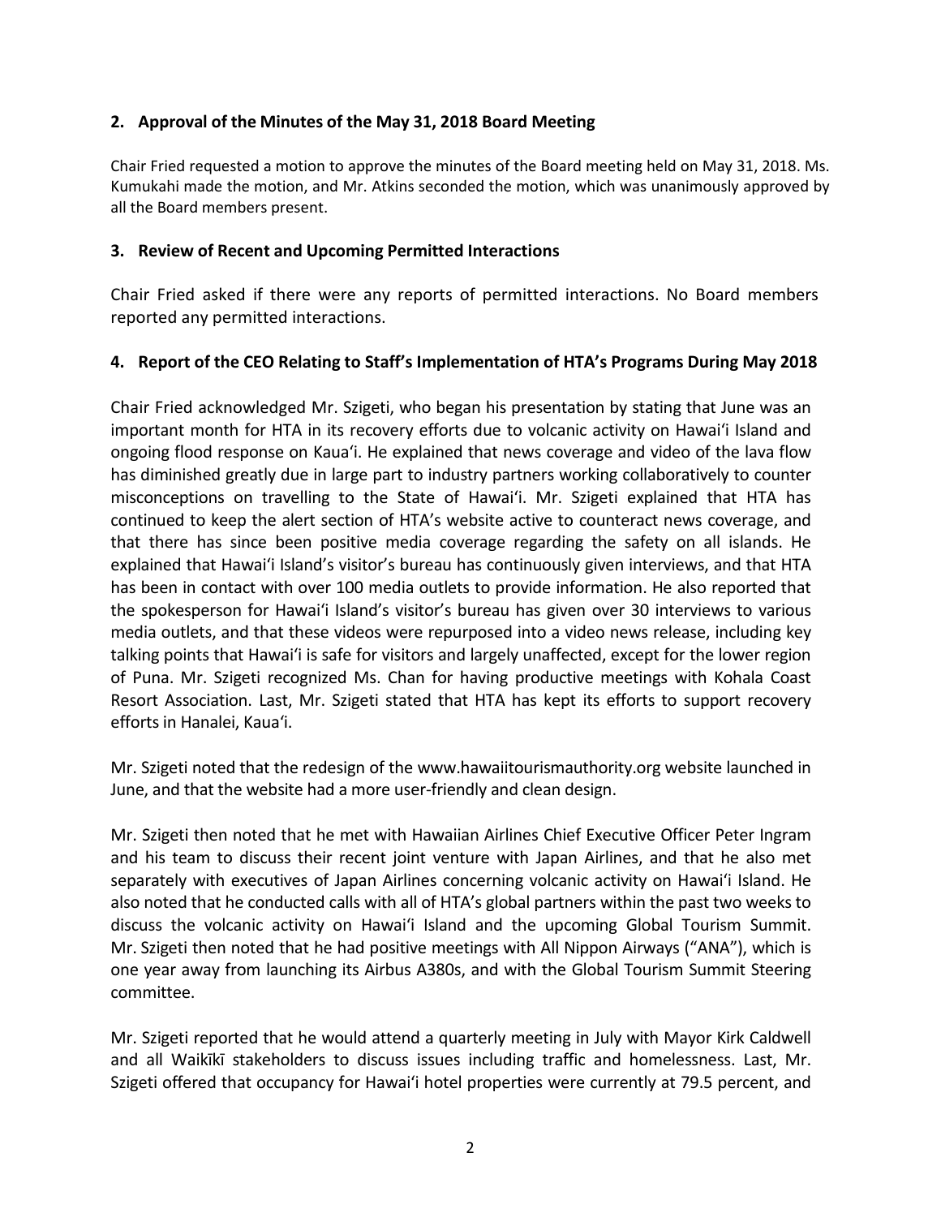## 2. Approval of the Minutes of the May 31, 2018 Board Meeting

Chair Fried requested a motion to approve the minutes of the Board meeting held on May 31, 2018. Ms. Kumukahi made the motion, and Mr. Atkins seconded the motion, which was unanimously approved by all the Board members present.

## 3. Review of Recent and Upcoming Permitted Interactions

Chair Fried asked if there were any reports of permitted interactions. No Board members reported any permitted interactions.

## 4. Report of the CEO Relating to Staff's Implementation of HTA's Programs During May 2018

Chair Fried acknowledged Mr. Szigeti, who began his presentation by stating that June was an important month for HTA in its recovery efforts due to volcanic activity on Hawaiʻi Island and ongoing flood response on Kauaʻi. He explained that news coverage and video of the lava flow has diminished greatly due in large part to industry partners working collaboratively to counter misconceptions on travelling to the State of Hawaiʻi. Mr. Szigeti explained that HTA has continued to keep the alert section of HTA's website active to counteract news coverage, and that there has since been positive media coverage regarding the safety on all islands. He explained that Hawaiʻi Island's visitor's bureau has continuously given interviews, and that HTA has been in contact with over 100 media outlets to provide information. He also reported that the spokesperson for Hawaiʻi Island's visitor's bureau has given over 30 interviews to various media outlets, and that these videos were repurposed into a video news release, including key talking points that Hawaiʻi is safe for visitors and largely unaffected, except for the lower region of Puna. Mr. Szigeti recognized Ms. Chan for having productive meetings with Kohala Coast Resort Association. Last, Mr. Szigeti stated that HTA has kept its efforts to support recovery efforts in Hanalei, Kauaʻi.

Mr. Szigeti noted that the redesign of the www.hawaiitourismauthority.org website launched in June, and that the website had a more user-friendly and clean design.

Mr. Szigeti then noted that he met with Hawaiian Airlines Chief Executive Officer Peter Ingram and his team to discuss their recent joint venture with Japan Airlines, and that he also met separately with executives of Japan Airlines concerning volcanic activity on Hawaiʻi Island. He also noted that he conducted calls with all of HTA's global partners within the past two weeks to discuss the volcanic activity on Hawaiʻi Island and the upcoming Global Tourism Summit. Mr. Szigeti then noted that he had positive meetings with All Nippon Airways ("ANA"), which is one year away from launching its Airbus A380s, and with the Global Tourism Summit Steering committee.

Mr. Szigeti reported that he would attend a quarterly meeting in July with Mayor Kirk Caldwell and all Waikīkī stakeholders to discuss issues including traffic and homelessness. Last, Mr. Szigeti offered that occupancy for Hawaiʻi hotel properties were currently at 79.5 percent, and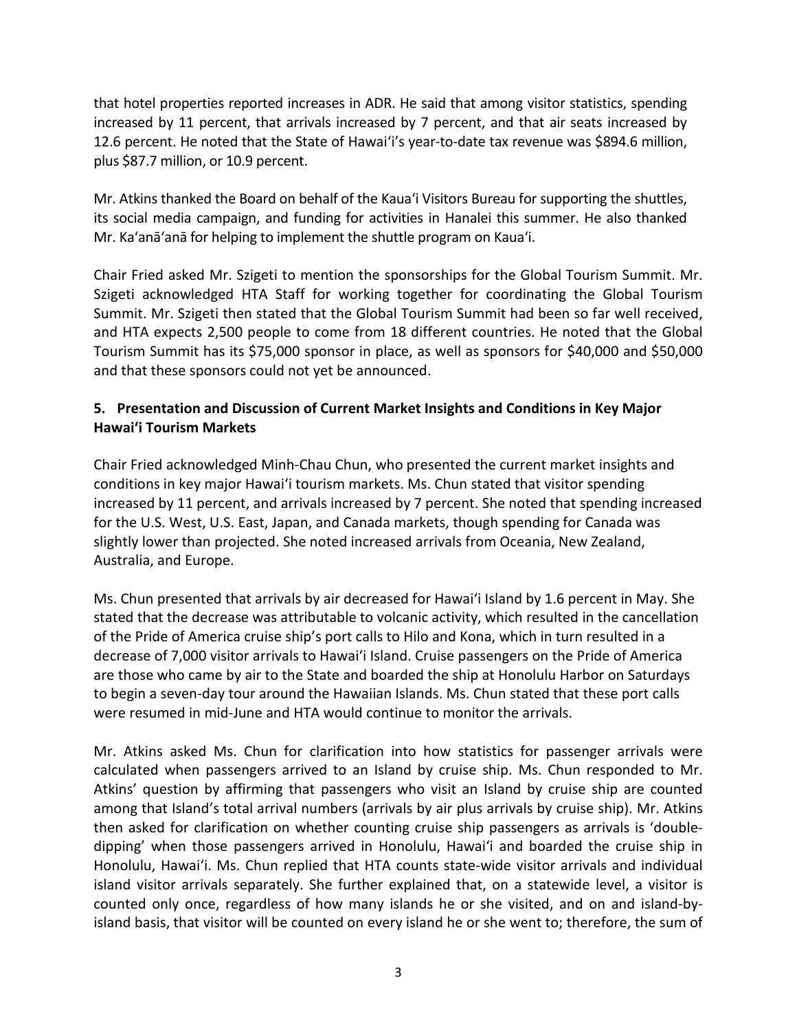that hotel properties reported increases in ADR. He said that among visitor statistics, spending increased by 11 percent, that arrivals increased by 7 percent, and that air seats increased by 12.6 percent. He noted that the State of Hawaiʻi's year-to-date tax revenue was $894.6 million, plus $87.7 million, or 10.9 percent.

Mr. Atkins thanked the Board on behalf of the Kauaʻi Visitors Bureau for supporting the shuttles, its social media campaign, and funding for activities in Hanalei this summer. He also thanked Mr. Kaʻanāʻanā for helping to implement the shuttle program on Kauaʻi.

Chair Fried asked Mr. Szigeti to mention the sponsorships for the Global Tourism Summit. Mr. Szigeti acknowledged HTA Staff for working together for coordinating the Global Tourism Summit. Mr. Szigeti then stated that the Global Tourism Summit had been so far well received, and HTA expects 2,500 people to come from 18 different countries. He noted that the Global Tourism Summit has its $75,000 sponsor in place, as well as sponsors for $40,000 and $50,000 and that these sponsors could not yet be announced.

**5. Presentation and Discussion of Current Market Insights and Conditions in Key Major Hawaiʻi Tourism Markets**

Chair Fried acknowledged Minh-Chau Chun, who presented the current market insights and conditions in key major Hawaiʻi tourism markets. Ms. Chun stated that visitor spending increased by 11 percent, and arrivals increased by 7 percent. She noted that spending increased for the U.S. West, U.S. East, Japan, and Canada markets, though spending for Canada was slightly lower than projected. She noted increased arrivals from Oceania, New Zealand, Australia, and Europe.

Ms. Chun presented that arrivals by air decreased for Hawaiʻi Island by 1.6 percent in May. She stated that the decrease was attributable to volcanic activity, which resulted in the cancellation of the Pride of America cruise ship's port calls to Hilo and Kona, which in turn resulted in a decrease of 7,000 visitor arrivals to Hawaiʻi Island. Cruise passengers on the Pride of America are those who came by air to the State and boarded the ship at Honolulu Harbor on Saturdays to begin a seven-day tour around the Hawaiian Islands. Ms. Chun stated that these port calls were resumed in mid-June and HTA would continue to monitor the arrivals.

Mr. Atkins asked Ms. Chun for clarification into how statistics for passenger arrivals were calculated when passengers arrived to an Island by cruise ship. Ms. Chun responded to Mr. Atkins' question by affirming that passengers who visit an Island by cruise ship are counted among that Island's total arrival numbers (arrivals by air plus arrivals by cruise ship). Mr. Atkins then asked for clarification on whether counting cruise ship passengers as arrivals is 'double-dipping' when those passengers arrived in Honolulu, Hawaiʻi and boarded the cruise ship in Honolulu, Hawaiʻi. Ms. Chun replied that HTA counts state-wide visitor arrivals and individual island visitor arrivals separately. She further explained that, on a statewide level, a visitor is counted only once, regardless of how many islands he or she visited, and on and island-by-island basis, that visitor will be counted on every island he or she went to; therefore, the sum of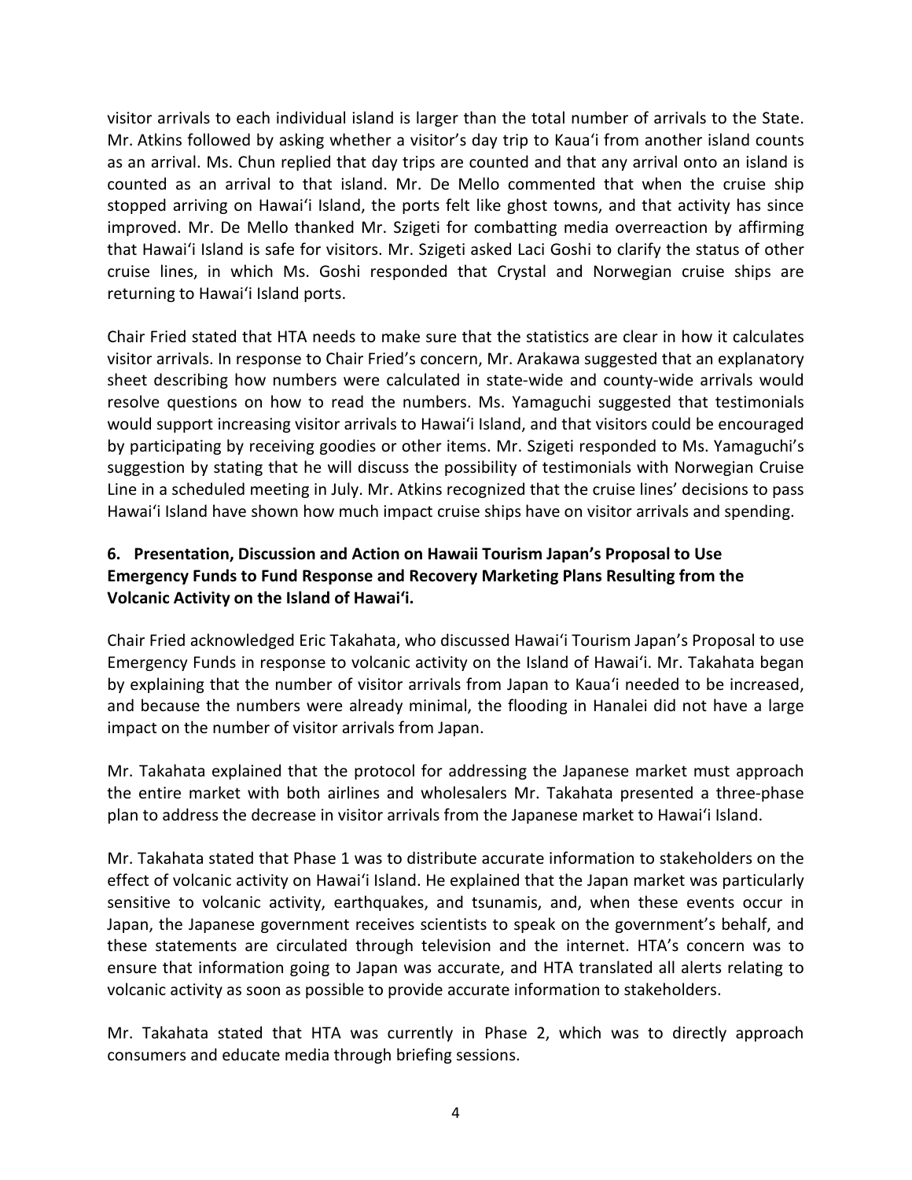visitor arrivals to each individual island is larger than the total number of arrivals to the State. Mr. Atkins followed by asking whether a visitor's day trip to Kaua'i from another island counts as an arrival. Ms. Chun replied that day trips are counted and that any arrival onto an island is counted as an arrival to that island. Mr. De Mello commented that when the cruise ship stopped arriving on Hawai'i Island, the ports felt like ghost towns, and that activity has since improved. Mr. De Mello thanked Mr. Szigeti for combatting media overreaction by affirming that Hawai'i Island is safe for visitors. Mr. Szigeti asked Laci Goshi to clarify the status of other cruise lines, in which Ms. Goshi responded that Crystal and Norwegian cruise ships are returning to Hawai'i Island ports.

Chair Fried stated that HTA needs to make sure that the statistics are clear in how it calculates visitor arrivals. In response to Chair Fried's concern, Mr. Arakawa suggested that an explanatory sheet describing how numbers were calculated in state-wide and county-wide arrivals would resolve questions on how to read the numbers. Ms. Yamaguchi suggested that testimonials would support increasing visitor arrivals to Hawai'i Island, and that visitors could be encouraged by participating by receiving goodies or other items. Mr. Szigeti responded to Ms. Yamaguchi's suggestion by stating that he will discuss the possibility of testimonials with Norwegian Cruise Line in a scheduled meeting in July. Mr. Atkins recognized that the cruise lines' decisions to pass Hawai'i Island have shown how much impact cruise ships have on visitor arrivals and spending.

### 6. Presentation, Discussion and Action on Hawaii Tourism Japan's Proposal to Use Emergency Funds to Fund Response and Recovery Marketing Plans Resulting from the Volcanic Activity on the Island of Hawai'i.

Chair Fried acknowledged Eric Takahata, who discussed Hawai'i Tourism Japan's Proposal to use Emergency Funds in response to volcanic activity on the Island of Hawai'i. Mr. Takahata began by explaining that the number of visitor arrivals from Japan to Kaua'i needed to be increased, and because the numbers were already minimal, the flooding in Hanalei did not have a large impact on the number of visitor arrivals from Japan.

Mr. Takahata explained that the protocol for addressing the Japanese market must approach the entire market with both airlines and wholesalers Mr. Takahata presented a three-phase plan to address the decrease in visitor arrivals from the Japanese market to Hawai'i Island.

Mr. Takahata stated that Phase 1 was to distribute accurate information to stakeholders on the effect of volcanic activity on Hawai'i Island. He explained that the Japan market was particularly sensitive to volcanic activity, earthquakes, and tsunamis, and, when these events occur in Japan, the Japanese government receives scientists to speak on the government's behalf, and these statements are circulated through television and the internet. HTA's concern was to ensure that information going to Japan was accurate, and HTA translated all alerts relating to volcanic activity as soon as possible to provide accurate information to stakeholders.

Mr. Takahata stated that HTA was currently in Phase 2, which was to directly approach consumers and educate media through briefing sessions.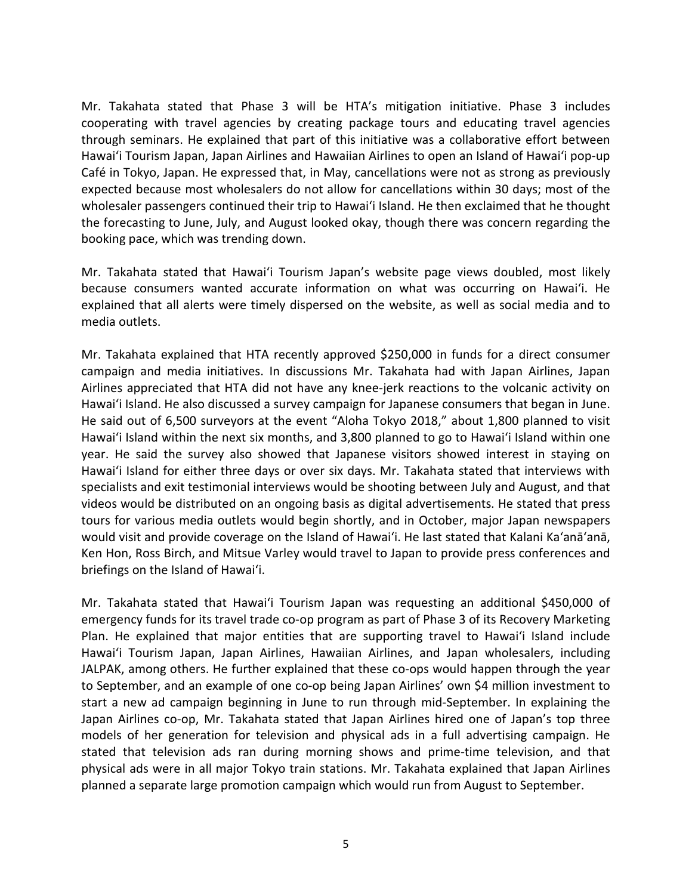Mr. Takahata stated that Phase 3 will be HTA’s mitigation initiative. Phase 3 includes cooperating with travel agencies by creating package tours and educating travel agencies through seminars. He explained that part of this initiative was a collaborative effort between Hawaiʻi Tourism Japan, Japan Airlines and Hawaiian Airlines to open an Island of Hawaiʻi pop-up Café in Tokyo, Japan. He expressed that, in May, cancellations were not as strong as previously expected because most wholesalers do not allow for cancellations within 30 days; most of the wholesaler passengers continued their trip to Hawaiʻi Island. He then exclaimed that he thought the forecasting to June, July, and August looked okay, though there was concern regarding the booking pace, which was trending down.

Mr. Takahata stated that Hawaiʻi Tourism Japan’s website page views doubled, most likely because consumers wanted accurate information on what was occurring on Hawaiʻi. He explained that all alerts were timely dispersed on the website, as well as social media and to media outlets.

Mr. Takahata explained that HTA recently approved $250,000 in funds for a direct consumer campaign and media initiatives. In discussions Mr. Takahata had with Japan Airlines, Japan Airlines appreciated that HTA did not have any knee-jerk reactions to the volcanic activity on Hawaiʻi Island. He also discussed a survey campaign for Japanese consumers that began in June. He said out of 6,500 surveyors at the event “Aloha Tokyo 2018,” about 1,800 planned to visit Hawaiʻi Island within the next six months, and 3,800 planned to go to Hawaiʻi Island within one year. He said the survey also showed that Japanese visitors showed interest in staying on Hawaiʻi Island for either three days or over six days. Mr. Takahata stated that interviews with specialists and exit testimonial interviews would be shooting between July and August, and that videos would be distributed on an ongoing basis as digital advertisements. He stated that press tours for various media outlets would begin shortly, and in October, major Japan newspapers would visit and provide coverage on the Island of Hawaiʻi. He last stated that Kalani Kaʻanāʻanā, Ken Hon, Ross Birch, and Mitsue Varley would travel to Japan to provide press conferences and briefings on the Island of Hawaiʻi.

Mr. Takahata stated that Hawaiʻi Tourism Japan was requesting an additional $450,000 of emergency funds for its travel trade co-op program as part of Phase 3 of its Recovery Marketing Plan. He explained that major entities that are supporting travel to Hawaiʻi Island include Hawaiʻi Tourism Japan, Japan Airlines, Hawaiian Airlines, and Japan wholesalers, including JALPAK, among others. He further explained that these co-ops would happen through the year to September, and an example of one co-op being Japan Airlines’ own $4 million investment to start a new ad campaign beginning in June to run through mid-September. In explaining the Japan Airlines co-op, Mr. Takahata stated that Japan Airlines hired one of Japan’s top three models of her generation for television and physical ads in a full advertising campaign. He stated that television ads ran during morning shows and prime-time television, and that physical ads were in all major Tokyo train stations. Mr. Takahata explained that Japan Airlines planned a separate large promotion campaign which would run from August to September.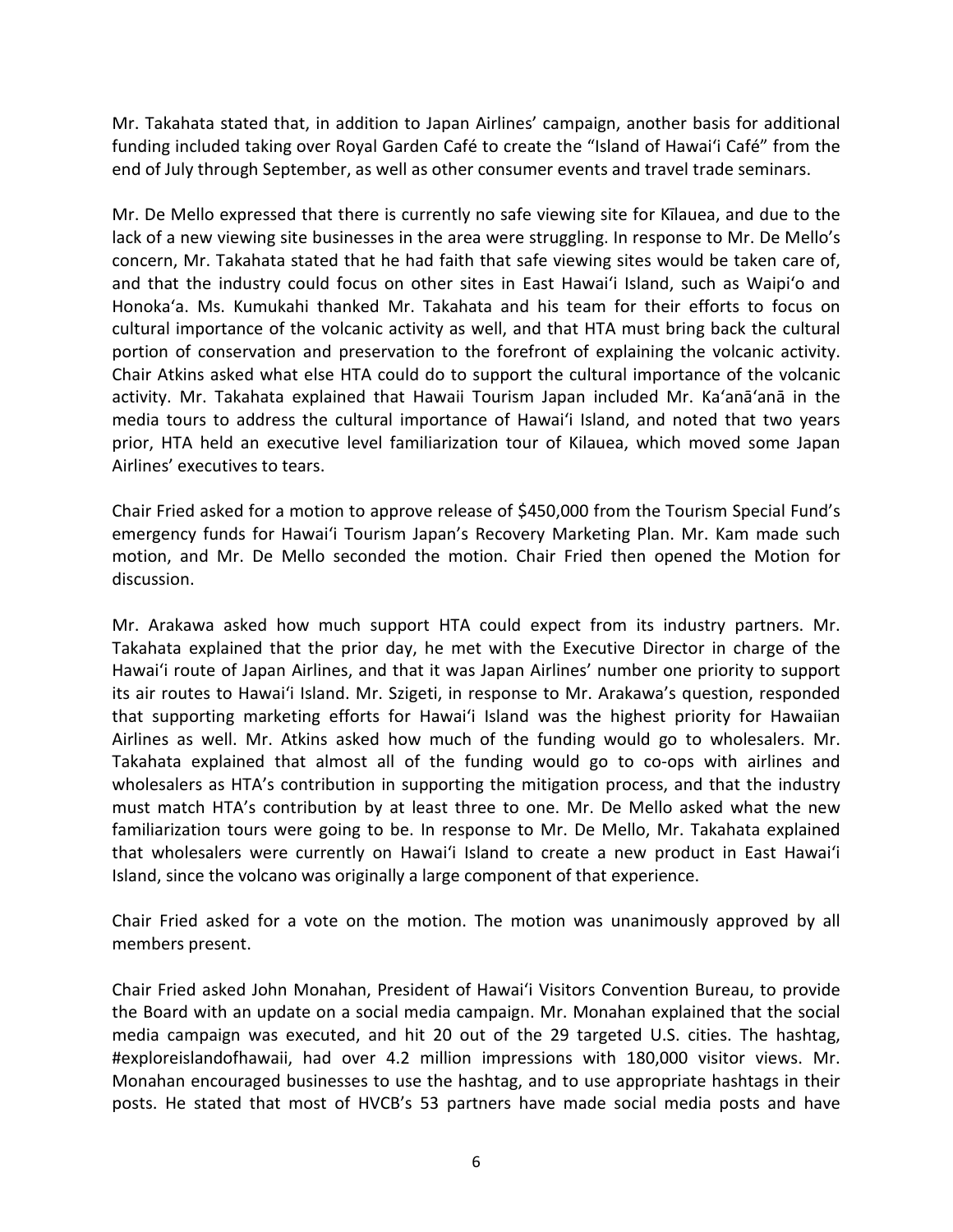Mr. Takahata stated that, in addition to Japan Airlines' campaign, another basis for additional funding included taking over Royal Garden Café to create the "Island of Hawaiʻi Café" from the end of July through September, as well as other consumer events and travel trade seminars.

Mr. De Mello expressed that there is currently no safe viewing site for Kīlauea, and due to the lack of a new viewing site businesses in the area were struggling. In response to Mr. De Mello's concern, Mr. Takahata stated that he had faith that safe viewing sites would be taken care of, and that the industry could focus on other sites in East Hawaiʻi Island, such as Waipiʻo and Honokaʻa. Ms. Kumukahi thanked Mr. Takahata and his team for their efforts to focus on cultural importance of the volcanic activity as well, and that HTA must bring back the cultural portion of conservation and preservation to the forefront of explaining the volcanic activity. Chair Atkins asked what else HTA could do to support the cultural importance of the volcanic activity. Mr. Takahata explained that Hawaii Tourism Japan included Mr. Kaʻanāʻanā in the media tours to address the cultural importance of Hawaiʻi Island, and noted that two years prior, HTA held an executive level familiarization tour of Kilauea, which moved some Japan Airlines' executives to tears.

Chair Fried asked for a motion to approve release of $450,000 from the Tourism Special Fund's emergency funds for Hawaiʻi Tourism Japan's Recovery Marketing Plan. Mr. Kam made such motion, and Mr. De Mello seconded the motion. Chair Fried then opened the Motion for discussion.

Mr. Arakawa asked how much support HTA could expect from its industry partners. Mr. Takahata explained that the prior day, he met with the Executive Director in charge of the Hawaiʻi route of Japan Airlines, and that it was Japan Airlines' number one priority to support its air routes to Hawaiʻi Island. Mr. Szigeti, in response to Mr. Arakawa's question, responded that supporting marketing efforts for Hawaiʻi Island was the highest priority for Hawaiian Airlines as well. Mr. Atkins asked how much of the funding would go to wholesalers. Mr. Takahata explained that almost all of the funding would go to co-ops with airlines and wholesalers as HTA's contribution in supporting the mitigation process, and that the industry must match HTA's contribution by at least three to one. Mr. De Mello asked what the new familiarization tours were going to be. In response to Mr. De Mello, Mr. Takahata explained that wholesalers were currently on Hawaiʻi Island to create a new product in East Hawaiʻi Island, since the volcano was originally a large component of that experience.

Chair Fried asked for a vote on the motion. The motion was unanimously approved by all members present.

Chair Fried asked John Monahan, President of Hawaiʻi Visitors Convention Bureau, to provide the Board with an update on a social media campaign. Mr. Monahan explained that the social media campaign was executed, and hit 20 out of the 29 targeted U.S. cities. The hashtag, #exploreislandofhawaii, had over 4.2 million impressions with 180,000 visitor views. Mr. Monahan encouraged businesses to use the hashtag, and to use appropriate hashtags in their posts. He stated that most of HVCB's 53 partners have made social media posts and have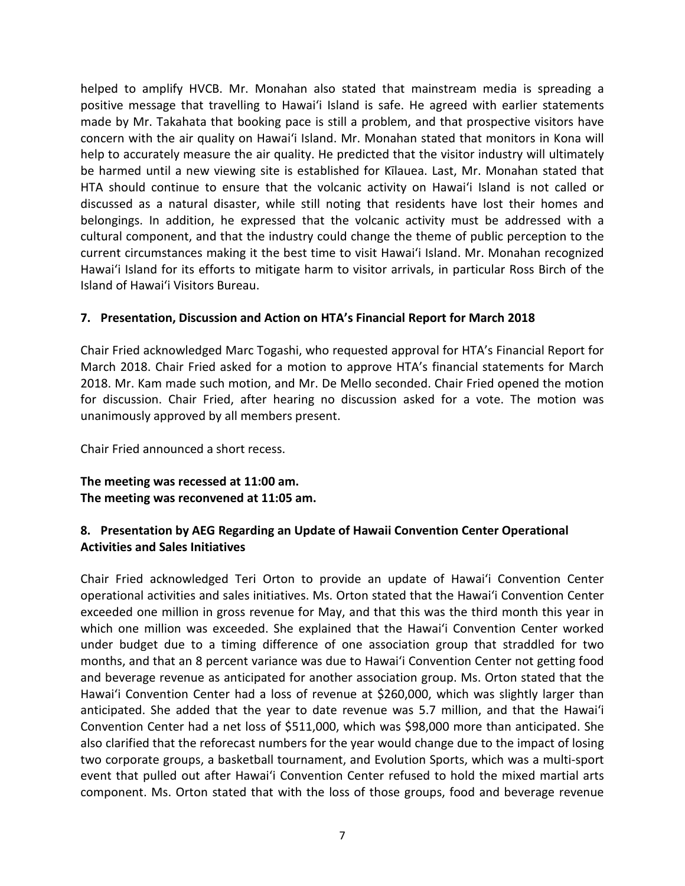helped to amplify HVCB. Mr. Monahan also stated that mainstream media is spreading a positive message that travelling to Hawaiʻi Island is safe. He agreed with earlier statements made by Mr. Takahata that booking pace is still a problem, and that prospective visitors have concern with the air quality on Hawaiʻi Island. Mr. Monahan stated that monitors in Kona will help to accurately measure the air quality. He predicted that the visitor industry will ultimately be harmed until a new viewing site is established for Kīlauea. Last, Mr. Monahan stated that HTA should continue to ensure that the volcanic activity on Hawaiʻi Island is not called or discussed as a natural disaster, while still noting that residents have lost their homes and belongings. In addition, he expressed that the volcanic activity must be addressed with a cultural component, and that the industry could change the theme of public perception to the current circumstances making it the best time to visit Hawaiʻi Island. Mr. Monahan recognized Hawaiʻi Island for its efforts to mitigate harm to visitor arrivals, in particular Ross Birch of the Island of Hawaiʻi Visitors Bureau.

**7. Presentation, Discussion and Action on HTA's Financial Report for March 2018**

Chair Fried acknowledged Marc Togashi, who requested approval for HTA's Financial Report for March 2018. Chair Fried asked for a motion to approve HTA's financial statements for March 2018. Mr. Kam made such motion, and Mr. De Mello seconded. Chair Fried opened the motion for discussion. Chair Fried, after hearing no discussion asked for a vote. The motion was unanimously approved by all members present.

Chair Fried announced a short recess.

**The meeting was recessed at 11:00 am.**
**The meeting was reconvened at 11:05 am.**

**8. Presentation by AEG Regarding an Update of Hawaii Convention Center Operational Activities and Sales Initiatives**

Chair Fried acknowledged Teri Orton to provide an update of Hawaiʻi Convention Center operational activities and sales initiatives. Ms. Orton stated that the Hawaiʻi Convention Center exceeded one million in gross revenue for May, and that this was the third month this year in which one million was exceeded. She explained that the Hawaiʻi Convention Center worked under budget due to a timing difference of one association group that straddled for two months, and that an 8 percent variance was due to Hawaiʻi Convention Center not getting food and beverage revenue as anticipated for another association group. Ms. Orton stated that the Hawaiʻi Convention Center had a loss of revenue at $260,000, which was slightly larger than anticipated. She added that the year to date revenue was 5.7 million, and that the Hawaiʻi Convention Center had a net loss of $511,000, which was $98,000 more than anticipated. She also clarified that the reforecast numbers for the year would change due to the impact of losing two corporate groups, a basketball tournament, and Evolution Sports, which was a multi-sport event that pulled out after Hawaiʻi Convention Center refused to hold the mixed martial arts component. Ms. Orton stated that with the loss of those groups, food and beverage revenue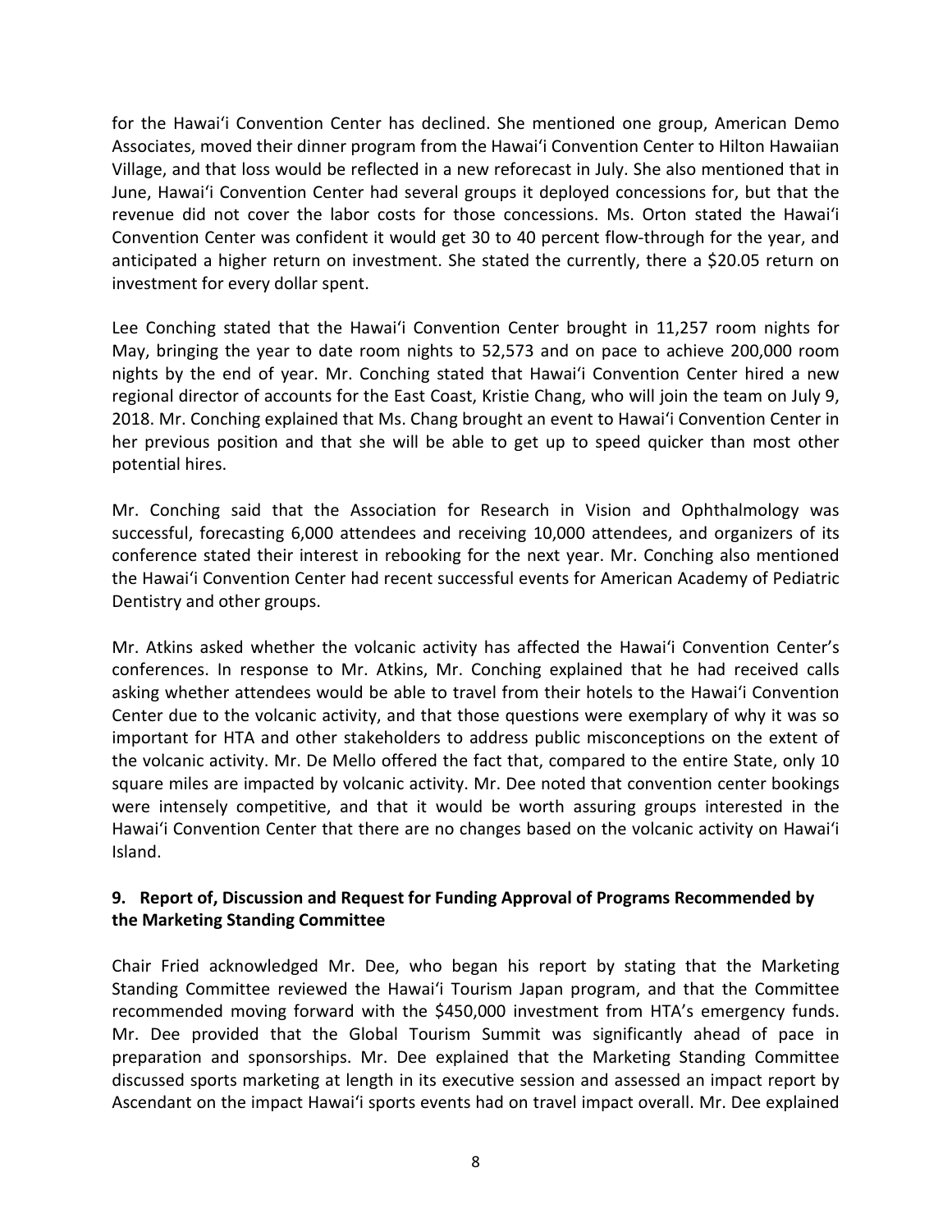for the Hawaiʻi Convention Center has declined. She mentioned one group, American Demo Associates, moved their dinner program from the Hawaiʻi Convention Center to Hilton Hawaiian Village, and that loss would be reflected in a new reforecast in July. She also mentioned that in June, Hawaiʻi Convention Center had several groups it deployed concessions for, but that the revenue did not cover the labor costs for those concessions. Ms. Orton stated the Hawaiʻi Convention Center was confident it would get 30 to 40 percent flow-through for the year, and anticipated a higher return on investment. She stated the currently, there a $20.05 return on investment for every dollar spent.

Lee Conching stated that the Hawaiʻi Convention Center brought in 11,257 room nights for May, bringing the year to date room nights to 52,573 and on pace to achieve 200,000 room nights by the end of year. Mr. Conching stated that Hawaiʻi Convention Center hired a new regional director of accounts for the East Coast, Kristie Chang, who will join the team on July 9, 2018. Mr. Conching explained that Ms. Chang brought an event to Hawaiʻi Convention Center in her previous position and that she will be able to get up to speed quicker than most other potential hires.

Mr. Conching said that the Association for Research in Vision and Ophthalmology was successful, forecasting 6,000 attendees and receiving 10,000 attendees, and organizers of its conference stated their interest in rebooking for the next year. Mr. Conching also mentioned the Hawaiʻi Convention Center had recent successful events for American Academy of Pediatric Dentistry and other groups.

Mr. Atkins asked whether the volcanic activity has affected the Hawaiʻi Convention Center's conferences. In response to Mr. Atkins, Mr. Conching explained that he had received calls asking whether attendees would be able to travel from their hotels to the Hawaiʻi Convention Center due to the volcanic activity, and that those questions were exemplary of why it was so important for HTA and other stakeholders to address public misconceptions on the extent of the volcanic activity. Mr. De Mello offered the fact that, compared to the entire State, only 10 square miles are impacted by volcanic activity. Mr. Dee noted that convention center bookings were intensely competitive, and that it would be worth assuring groups interested in the Hawaiʻi Convention Center that there are no changes based on the volcanic activity on Hawaiʻi Island.

**9. Report of, Discussion and Request for Funding Approval of Programs Recommended by the Marketing Standing Committee**

Chair Fried acknowledged Mr. Dee, who began his report by stating that the Marketing Standing Committee reviewed the Hawaiʻi Tourism Japan program, and that the Committee recommended moving forward with the $450,000 investment from HTA's emergency funds. Mr. Dee provided that the Global Tourism Summit was significantly ahead of pace in preparation and sponsorships. Mr. Dee explained that the Marketing Standing Committee discussed sports marketing at length in its executive session and assessed an impact report by Ascendant on the impact Hawaiʻi sports events had on travel impact overall. Mr. Dee explained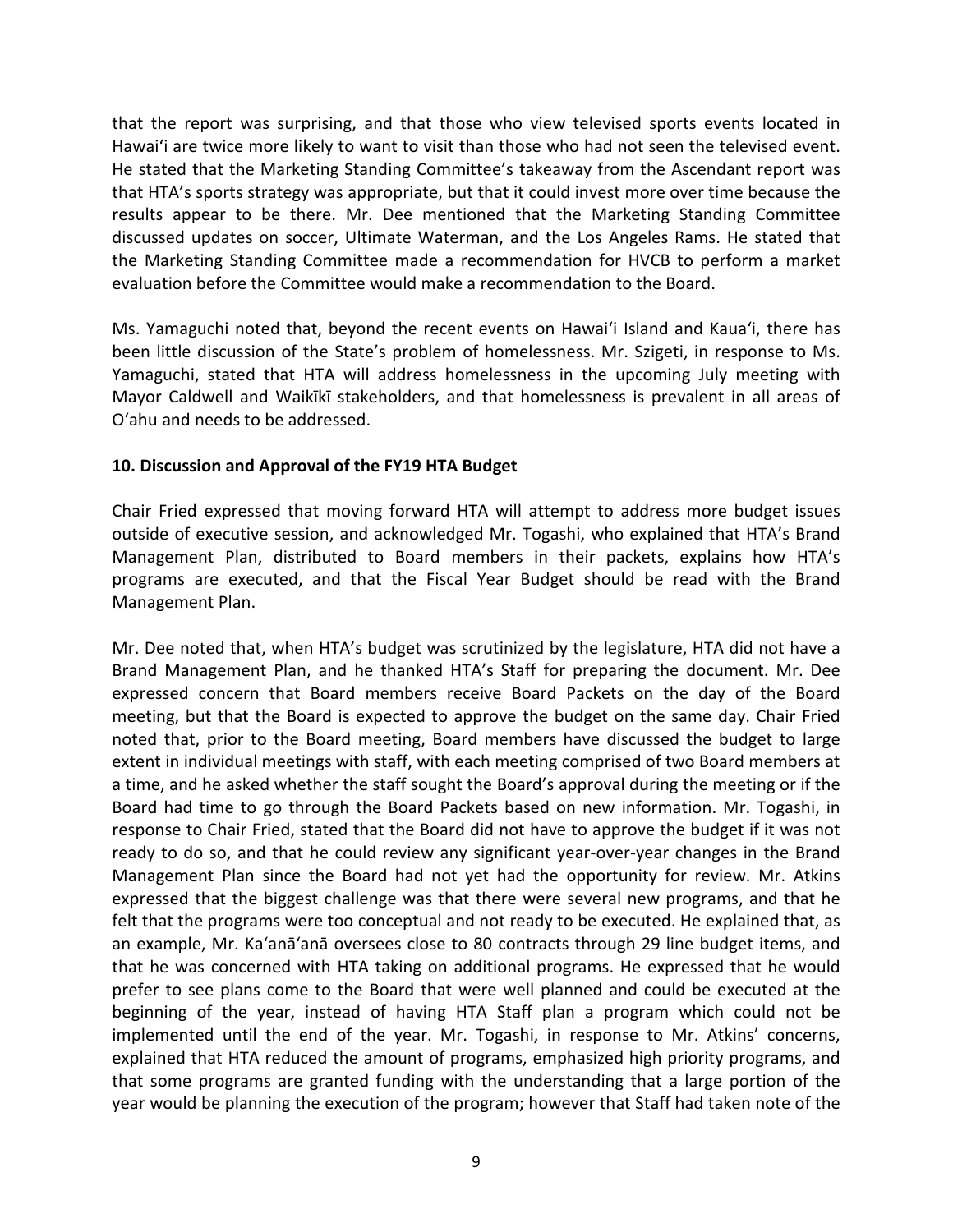that the report was surprising, and that those who view televised sports events located in Hawaiʻi are twice more likely to want to visit than those who had not seen the televised event. He stated that the Marketing Standing Committee's takeaway from the Ascendant report was that HTA's sports strategy was appropriate, but that it could invest more over time because the results appear to be there. Mr. Dee mentioned that the Marketing Standing Committee discussed updates on soccer, Ultimate Waterman, and the Los Angeles Rams. He stated that the Marketing Standing Committee made a recommendation for HVCB to perform a market evaluation before the Committee would make a recommendation to the Board.

Ms. Yamaguchi noted that, beyond the recent events on Hawaiʻi Island and Kauaʻi, there has been little discussion of the State's problem of homelessness. Mr. Szigeti, in response to Ms. Yamaguchi, stated that HTA will address homelessness in the upcoming July meeting with Mayor Caldwell and Waikīkī stakeholders, and that homelessness is prevalent in all areas of Oʻahu and needs to be addressed.

**10. Discussion and Approval of the FY19 HTA Budget**

Chair Fried expressed that moving forward HTA will attempt to address more budget issues outside of executive session, and acknowledged Mr. Togashi, who explained that HTA's Brand Management Plan, distributed to Board members in their packets, explains how HTA's programs are executed, and that the Fiscal Year Budget should be read with the Brand Management Plan.

Mr. Dee noted that, when HTA's budget was scrutinized by the legislature, HTA did not have a Brand Management Plan, and he thanked HTA's Staff for preparing the document. Mr. Dee expressed concern that Board members receive Board Packets on the day of the Board meeting, but that the Board is expected to approve the budget on the same day. Chair Fried noted that, prior to the Board meeting, Board members have discussed the budget to large extent in individual meetings with staff, with each meeting comprised of two Board members at a time, and he asked whether the staff sought the Board's approval during the meeting or if the Board had time to go through the Board Packets based on new information. Mr. Togashi, in response to Chair Fried, stated that the Board did not have to approve the budget if it was not ready to do so, and that he could review any significant year-over-year changes in the Brand Management Plan since the Board had not yet had the opportunity for review. Mr. Atkins expressed that the biggest challenge was that there were several new programs, and that he felt that the programs were too conceptual and not ready to be executed. He explained that, as an example, Mr. Kaʻanāʻanā oversees close to 80 contracts through 29 line budget items, and that he was concerned with HTA taking on additional programs. He expressed that he would prefer to see plans come to the Board that were well planned and could be executed at the beginning of the year, instead of having HTA Staff plan a program which could not be implemented until the end of the year. Mr. Togashi, in response to Mr. Atkins' concerns, explained that HTA reduced the amount of programs, emphasized high priority programs, and that some programs are granted funding with the understanding that a large portion of the year would be planning the execution of the program; however that Staff had taken note of the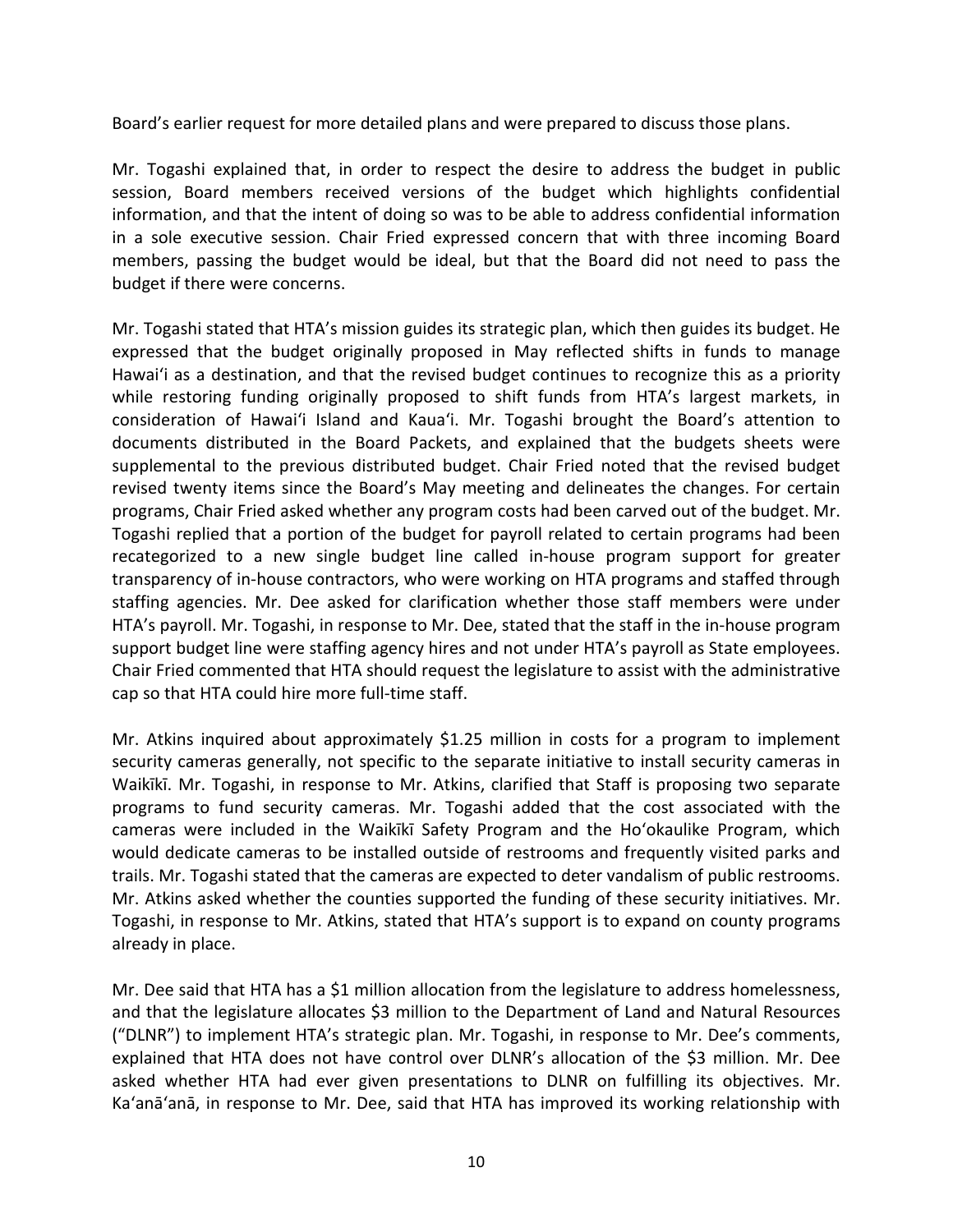Board's earlier request for more detailed plans and were prepared to discuss those plans.

Mr. Togashi explained that, in order to respect the desire to address the budget in public session, Board members received versions of the budget which highlights confidential information, and that the intent of doing so was to be able to address confidential information in a sole executive session. Chair Fried expressed concern that with three incoming Board members, passing the budget would be ideal, but that the Board did not need to pass the budget if there were concerns.

Mr. Togashi stated that HTA's mission guides its strategic plan, which then guides its budget. He expressed that the budget originally proposed in May reflected shifts in funds to manage Hawai'i as a destination, and that the revised budget continues to recognize this as a priority while restoring funding originally proposed to shift funds from HTA's largest markets, in consideration of Hawai'i Island and Kaua'i. Mr. Togashi brought the Board's attention to documents distributed in the Board Packets, and explained that the budgets sheets were supplemental to the previous distributed budget. Chair Fried noted that the revised budget revised twenty items since the Board's May meeting and delineates the changes. For certain programs, Chair Fried asked whether any program costs had been carved out of the budget. Mr. Togashi replied that a portion of the budget for payroll related to certain programs had been recategorized to a new single budget line called in-house program support for greater transparency of in-house contractors, who were working on HTA programs and staffed through staffing agencies. Mr. Dee asked for clarification whether those staff members were under HTA's payroll. Mr. Togashi, in response to Mr. Dee, stated that the staff in the in-house program support budget line were staffing agency hires and not under HTA's payroll as State employees. Chair Fried commented that HTA should request the legislature to assist with the administrative cap so that HTA could hire more full-time staff.

Mr. Atkins inquired about approximately $1.25 million in costs for a program to implement security cameras generally, not specific to the separate initiative to install security cameras in Waikīkī. Mr. Togashi, in response to Mr. Atkins, clarified that Staff is proposing two separate programs to fund security cameras. Mr. Togashi added that the cost associated with the cameras were included in the Waikīkī Safety Program and the Ho'okaulike Program, which would dedicate cameras to be installed outside of restrooms and frequently visited parks and trails. Mr. Togashi stated that the cameras are expected to deter vandalism of public restrooms. Mr. Atkins asked whether the counties supported the funding of these security initiatives. Mr. Togashi, in response to Mr. Atkins, stated that HTA's support is to expand on county programs already in place.

Mr. Dee said that HTA has a $1 million allocation from the legislature to address homelessness, and that the legislature allocates $3 million to the Department of Land and Natural Resources ("DLNR") to implement HTA's strategic plan. Mr. Togashi, in response to Mr. Dee's comments, explained that HTA does not have control over DLNR's allocation of the $3 million. Mr. Dee asked whether HTA had ever given presentations to DLNR on fulfilling its objectives. Mr. Ka'anā'anā, in response to Mr. Dee, said that HTA has improved its working relationship with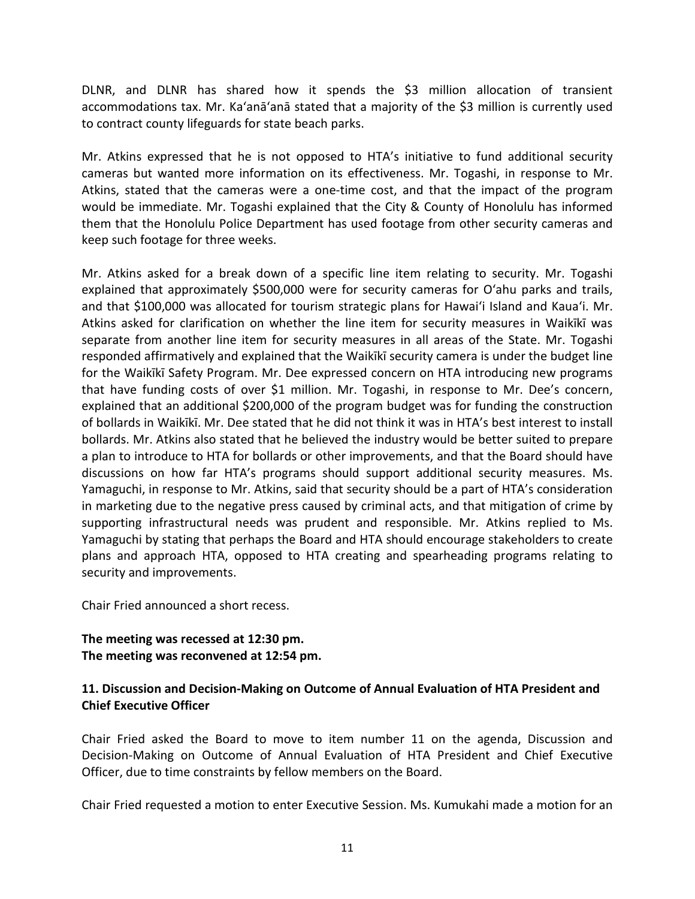DLNR, and DLNR has shared how it spends the $3 million allocation of transient accommodations tax. Mr. Ka'anā'anā stated that a majority of the $3 million is currently used to contract county lifeguards for state beach parks.

Mr. Atkins expressed that he is not opposed to HTA's initiative to fund additional security cameras but wanted more information on its effectiveness. Mr. Togashi, in response to Mr. Atkins, stated that the cameras were a one-time cost, and that the impact of the program would be immediate. Mr. Togashi explained that the City & County of Honolulu has informed them that the Honolulu Police Department has used footage from other security cameras and keep such footage for three weeks.

Mr. Atkins asked for a break down of a specific line item relating to security. Mr. Togashi explained that approximately $500,000 were for security cameras for O'ahu parks and trails, and that $100,000 was allocated for tourism strategic plans for Hawai'i Island and Kaua'i. Mr. Atkins asked for clarification on whether the line item for security measures in Waikīkī was separate from another line item for security measures in all areas of the State. Mr. Togashi responded affirmatively and explained that the Waikīkī security camera is under the budget line for the Waikīkī Safety Program. Mr. Dee expressed concern on HTA introducing new programs that have funding costs of over $1 million. Mr. Togashi, in response to Mr. Dee's concern, explained that an additional $200,000 of the program budget was for funding the construction of bollards in Waikīkī. Mr. Dee stated that he did not think it was in HTA's best interest to install bollards. Mr. Atkins also stated that he believed the industry would be better suited to prepare a plan to introduce to HTA for bollards or other improvements, and that the Board should have discussions on how far HTA's programs should support additional security measures. Ms. Yamaguchi, in response to Mr. Atkins, said that security should be a part of HTA's consideration in marketing due to the negative press caused by criminal acts, and that mitigation of crime by supporting infrastructural needs was prudent and responsible. Mr. Atkins replied to Ms. Yamaguchi by stating that perhaps the Board and HTA should encourage stakeholders to create plans and approach HTA, opposed to HTA creating and spearheading programs relating to security and improvements.

Chair Fried announced a short recess.

**The meeting was recessed at 12:30 pm.**
**The meeting was reconvened at 12:54 pm.**

### 11. Discussion and Decision-Making on Outcome of Annual Evaluation of HTA President and Chief Executive Officer

Chair Fried asked the Board to move to item number 11 on the agenda, Discussion and Decision-Making on Outcome of Annual Evaluation of HTA President and Chief Executive Officer, due to time constraints by fellow members on the Board.

Chair Fried requested a motion to enter Executive Session. Ms. Kumukahi made a motion for an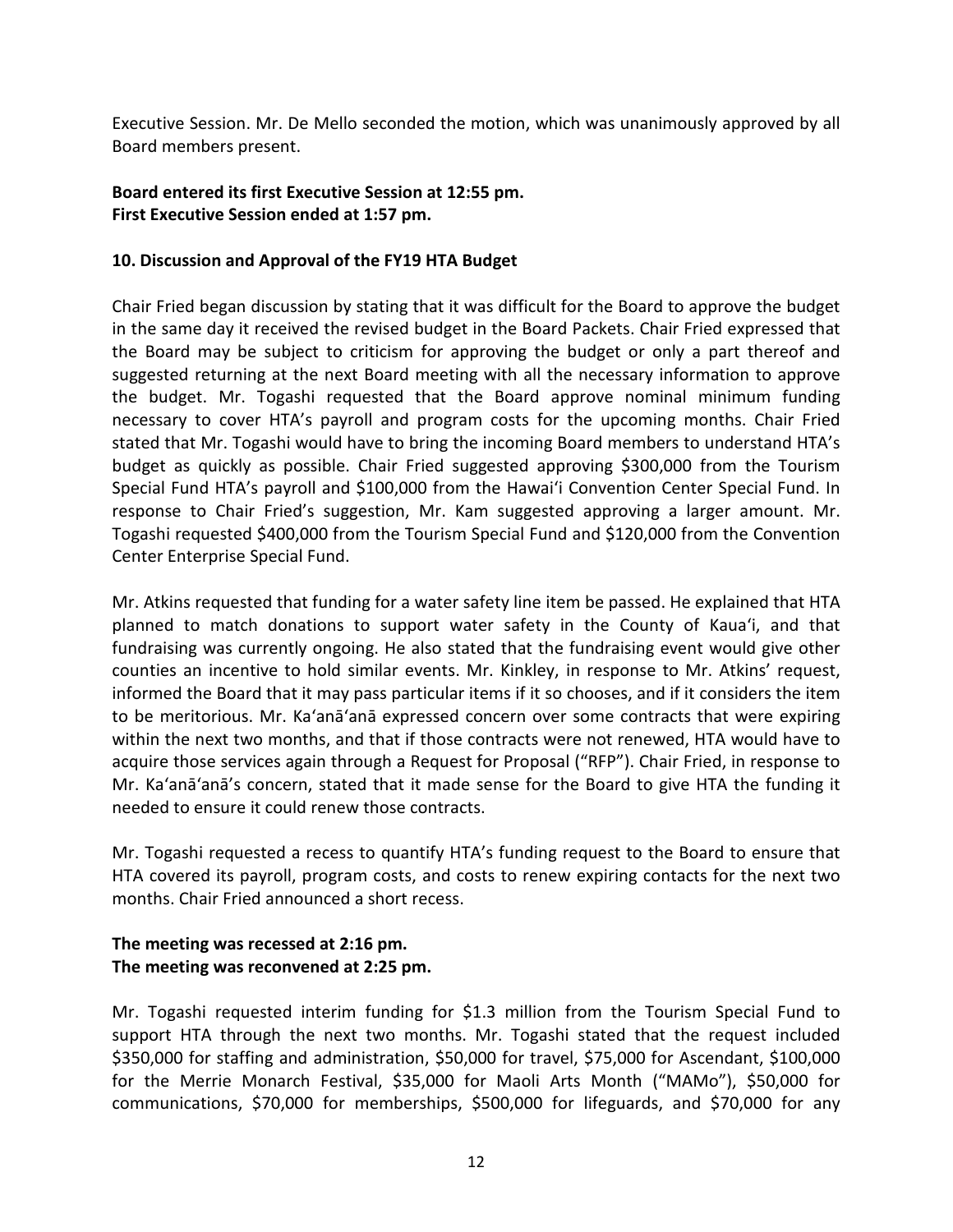Executive Session. Mr. De Mello seconded the motion, which was unanimously approved by all Board members present.

**Board entered its first Executive Session at 12:55 pm.**
**First Executive Session ended at 1:57 pm.**

**10. Discussion and Approval of the FY19 HTA Budget**

Chair Fried began discussion by stating that it was difficult for the Board to approve the budget in the same day it received the revised budget in the Board Packets. Chair Fried expressed that the Board may be subject to criticism for approving the budget or only a part thereof and suggested returning at the next Board meeting with all the necessary information to approve the budget. Mr. Togashi requested that the Board approve nominal minimum funding necessary to cover HTA's payroll and program costs for the upcoming months. Chair Fried stated that Mr. Togashi would have to bring the incoming Board members to understand HTA's budget as quickly as possible. Chair Fried suggested approving $300,000 from the Tourism Special Fund HTA's payroll and $100,000 from the Hawai'i Convention Center Special Fund. In response to Chair Fried's suggestion, Mr. Kam suggested approving a larger amount. Mr. Togashi requested $400,000 from the Tourism Special Fund and $120,000 from the Convention Center Enterprise Special Fund.

Mr. Atkins requested that funding for a water safety line item be passed. He explained that HTA planned to match donations to support water safety in the County of Kaua'i, and that fundraising was currently ongoing. He also stated that the fundraising event would give other counties an incentive to hold similar events. Mr. Kinkley, in response to Mr. Atkins' request, informed the Board that it may pass particular items if it so chooses, and if it considers the item to be meritorious. Mr. Ka'anā'anā expressed concern over some contracts that were expiring within the next two months, and that if those contracts were not renewed, HTA would have to acquire those services again through a Request for Proposal ("RFP"). Chair Fried, in response to Mr. Ka'anā'anā's concern, stated that it made sense for the Board to give HTA the funding it needed to ensure it could renew those contracts.

Mr. Togashi requested a recess to quantify HTA's funding request to the Board to ensure that HTA covered its payroll, program costs, and costs to renew expiring contacts for the next two months. Chair Fried announced a short recess.

**The meeting was recessed at 2:16 pm.**
**The meeting was reconvened at 2:25 pm.**

Mr. Togashi requested interim funding for $1.3 million from the Tourism Special Fund to support HTA through the next two months. Mr. Togashi stated that the request included $350,000 for staffing and administration, $50,000 for travel, $75,000 for Ascendant, $100,000 for the Merrie Monarch Festival, $35,000 for Maoli Arts Month ("MAMo"), $50,000 for communications, $70,000 for memberships, $500,000 for lifeguards, and $70,000 for any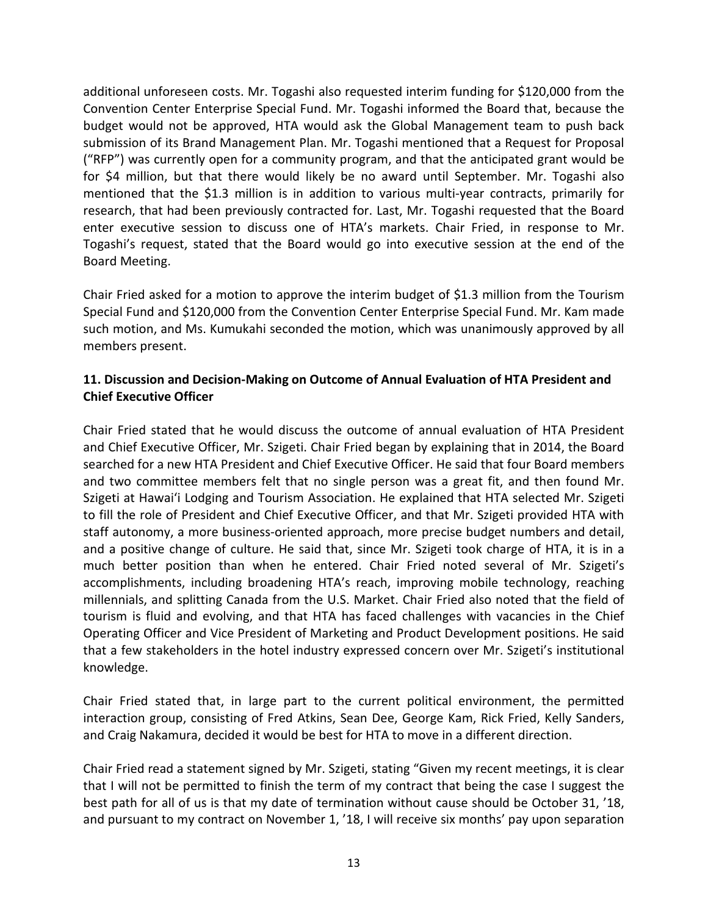additional unforeseen costs. Mr. Togashi also requested interim funding for $120,000 from the Convention Center Enterprise Special Fund. Mr. Togashi informed the Board that, because the budget would not be approved, HTA would ask the Global Management team to push back submission of its Brand Management Plan. Mr. Togashi mentioned that a Request for Proposal ("RFP") was currently open for a community program, and that the anticipated grant would be for $4 million, but that there would likely be no award until September. Mr. Togashi also mentioned that the $1.3 million is in addition to various multi-year contracts, primarily for research, that had been previously contracted for. Last, Mr. Togashi requested that the Board enter executive session to discuss one of HTA's markets. Chair Fried, in response to Mr. Togashi's request, stated that the Board would go into executive session at the end of the Board Meeting.

Chair Fried asked for a motion to approve the interim budget of $1.3 million from the Tourism Special Fund and $120,000 from the Convention Center Enterprise Special Fund. Mr. Kam made such motion, and Ms. Kumukahi seconded the motion, which was unanimously approved by all members present.

**11. Discussion and Decision-Making on Outcome of Annual Evaluation of HTA President and Chief Executive Officer**

Chair Fried stated that he would discuss the outcome of annual evaluation of HTA President and Chief Executive Officer, Mr. Szigeti. Chair Fried began by explaining that in 2014, the Board searched for a new HTA President and Chief Executive Officer. He said that four Board members and two committee members felt that no single person was a great fit, and then found Mr. Szigeti at Hawai'i Lodging and Tourism Association. He explained that HTA selected Mr. Szigeti to fill the role of President and Chief Executive Officer, and that Mr. Szigeti provided HTA with staff autonomy, a more business-oriented approach, more precise budget numbers and detail, and a positive change of culture. He said that, since Mr. Szigeti took charge of HTA, it is in a much better position than when he entered. Chair Fried noted several of Mr. Szigeti's accomplishments, including broadening HTA's reach, improving mobile technology, reaching millennials, and splitting Canada from the U.S. Market. Chair Fried also noted that the field of tourism is fluid and evolving, and that HTA has faced challenges with vacancies in the Chief Operating Officer and Vice President of Marketing and Product Development positions. He said that a few stakeholders in the hotel industry expressed concern over Mr. Szigeti's institutional knowledge.

Chair Fried stated that, in large part to the current political environment, the permitted interaction group, consisting of Fred Atkins, Sean Dee, George Kam, Rick Fried, Kelly Sanders, and Craig Nakamura, decided it would be best for HTA to move in a different direction.

Chair Fried read a statement signed by Mr. Szigeti, stating "Given my recent meetings, it is clear that I will not be permitted to finish the term of my contract that being the case I suggest the best path for all of us is that my date of termination without cause should be October 31, '18, and pursuant to my contract on November 1, '18, I will receive six months' pay upon separation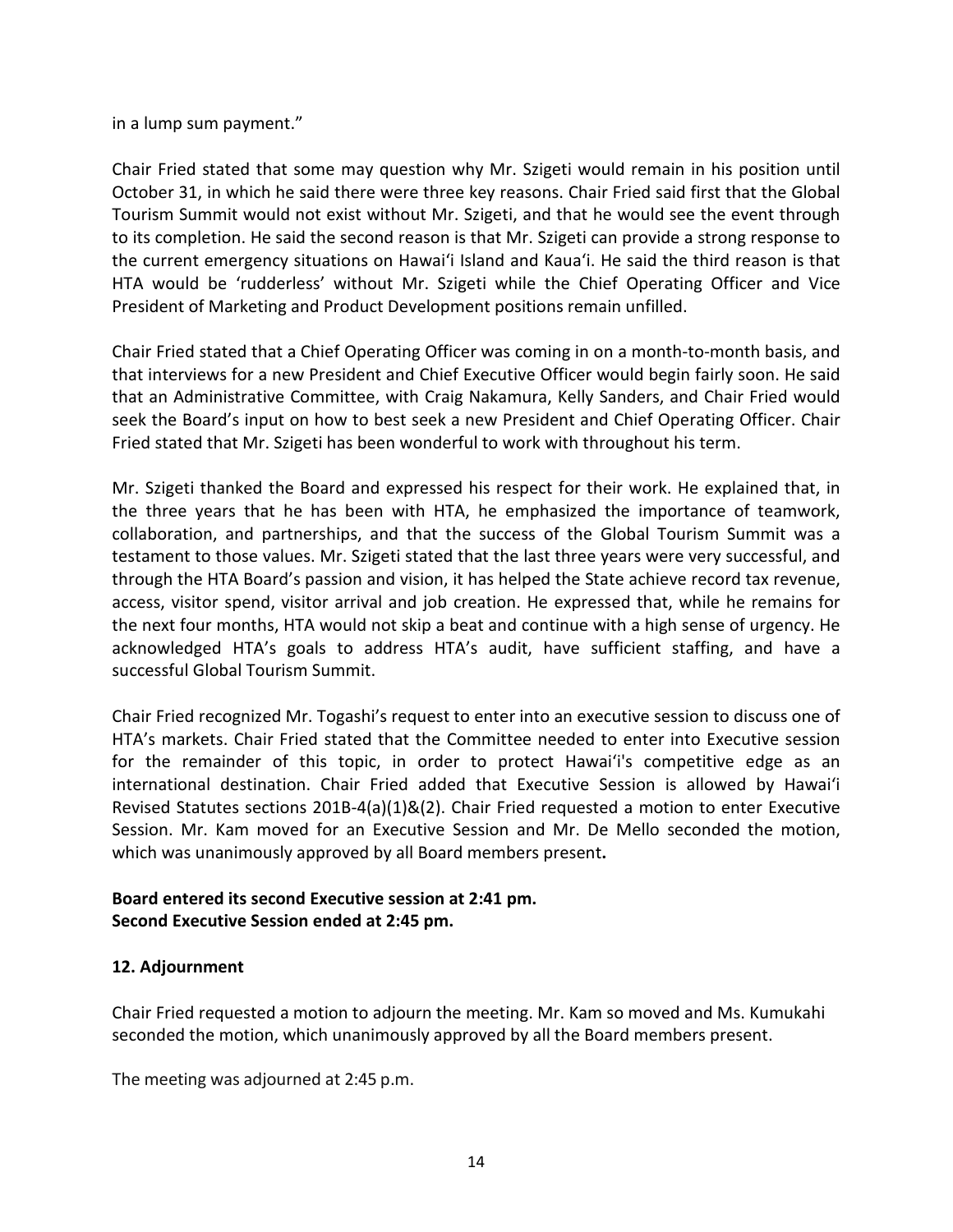in a lump sum payment."

Chair Fried stated that some may question why Mr. Szigeti would remain in his position until October 31, in which he said there were three key reasons. Chair Fried said first that the Global Tourism Summit would not exist without Mr. Szigeti, and that he would see the event through to its completion. He said the second reason is that Mr. Szigeti can provide a strong response to the current emergency situations on Hawai'i Island and Kaua'i. He said the third reason is that HTA would be 'rudderless' without Mr. Szigeti while the Chief Operating Officer and Vice President of Marketing and Product Development positions remain unfilled.

Chair Fried stated that a Chief Operating Officer was coming in on a month-to-month basis, and that interviews for a new President and Chief Executive Officer would begin fairly soon. He said that an Administrative Committee, with Craig Nakamura, Kelly Sanders, and Chair Fried would seek the Board's input on how to best seek a new President and Chief Operating Officer. Chair Fried stated that Mr. Szigeti has been wonderful to work with throughout his term.

Mr. Szigeti thanked the Board and expressed his respect for their work. He explained that, in the three years that he has been with HTA, he emphasized the importance of teamwork, collaboration, and partnerships, and that the success of the Global Tourism Summit was a testament to those values. Mr. Szigeti stated that the last three years were very successful, and through the HTA Board's passion and vision, it has helped the State achieve record tax revenue, access, visitor spend, visitor arrival and job creation. He expressed that, while he remains for the next four months, HTA would not skip a beat and continue with a high sense of urgency. He acknowledged HTA's goals to address HTA's audit, have sufficient staffing, and have a successful Global Tourism Summit.

Chair Fried recognized Mr. Togashi's request to enter into an executive session to discuss one of HTA's markets. Chair Fried stated that the Committee needed to enter into Executive session for the remainder of this topic, in order to protect Hawai'i's competitive edge as an international destination. Chair Fried added that Executive Session is allowed by Hawai'i Revised Statutes sections 201B-4(a)(1)&(2). Chair Fried requested a motion to enter Executive Session. Mr. Kam moved for an Executive Session and Mr. De Mello seconded the motion, which was unanimously approved by all Board members present**.**

**Board entered its second Executive session at 2:41 pm.**
**Second Executive Session ended at 2:45 pm.**

## 12. Adjournment

Chair Fried requested a motion to adjourn the meeting. Mr. Kam so moved and Ms. Kumukahi seconded the motion, which unanimously approved by all the Board members present.

The meeting was adjourned at 2:45 p.m.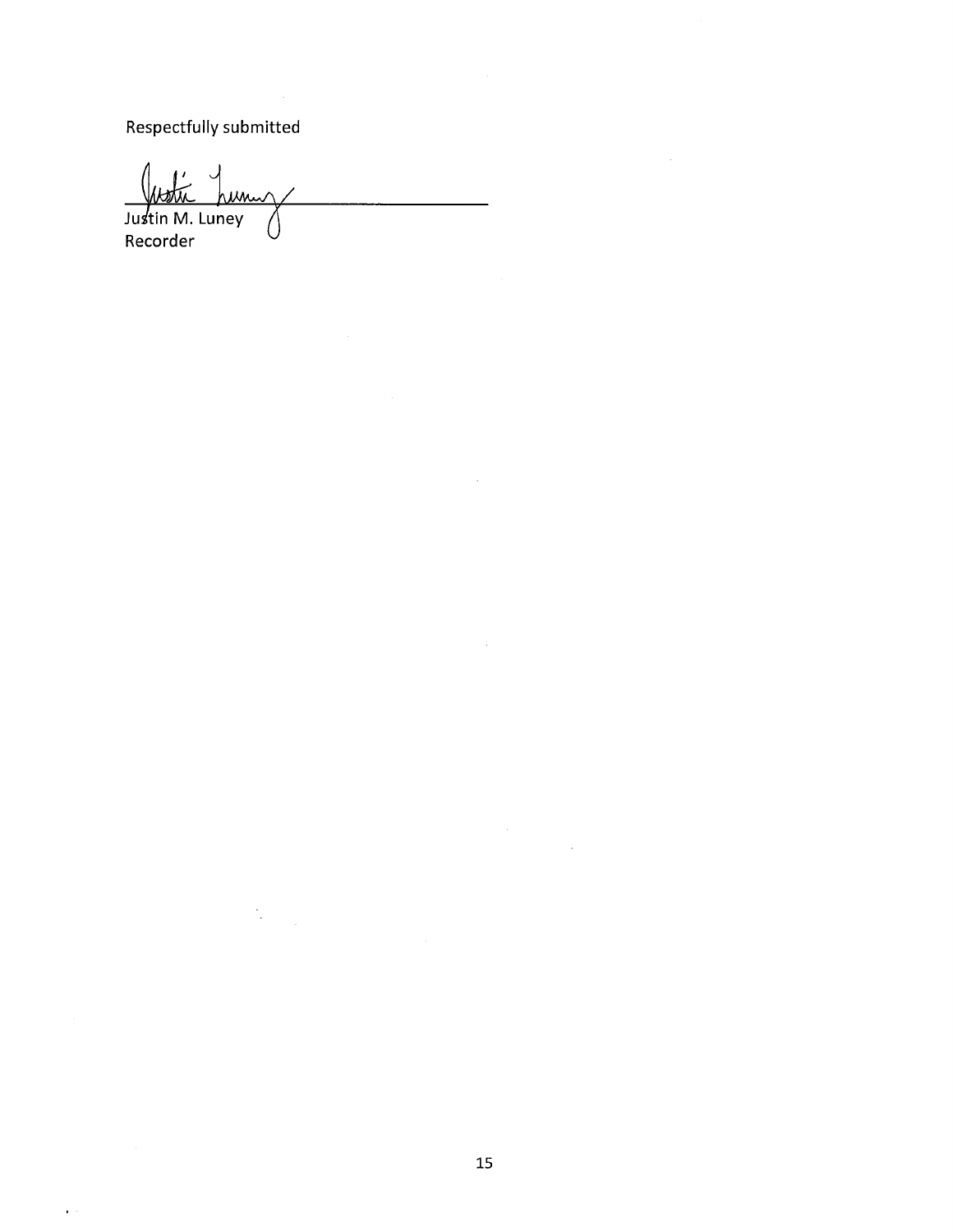Respectfully submitted

Justin M. Luney
Recorder